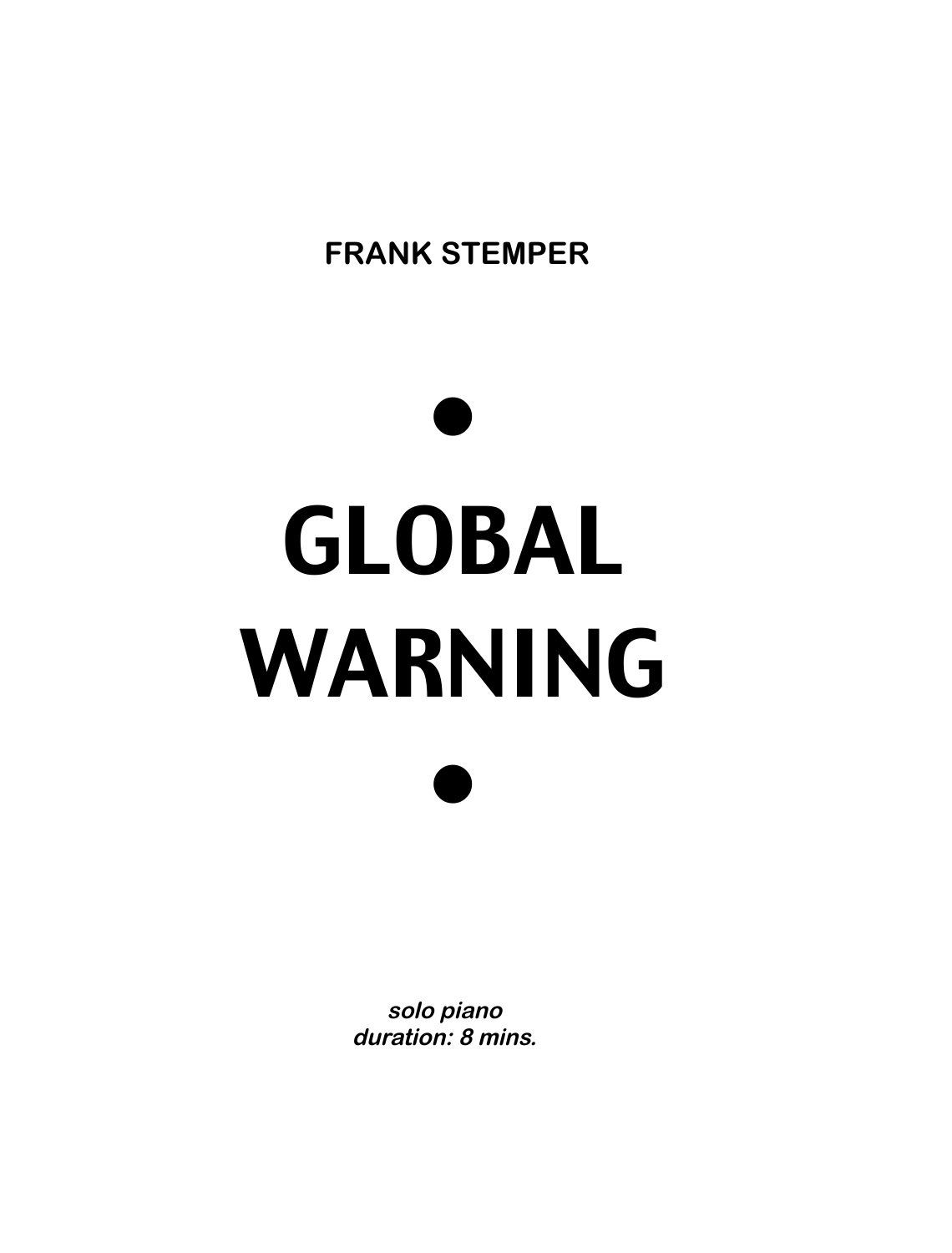**FRANK STEMPER**

●

# GLOBAL WARNING

●

***solo piano***
***duration: 8 mins.***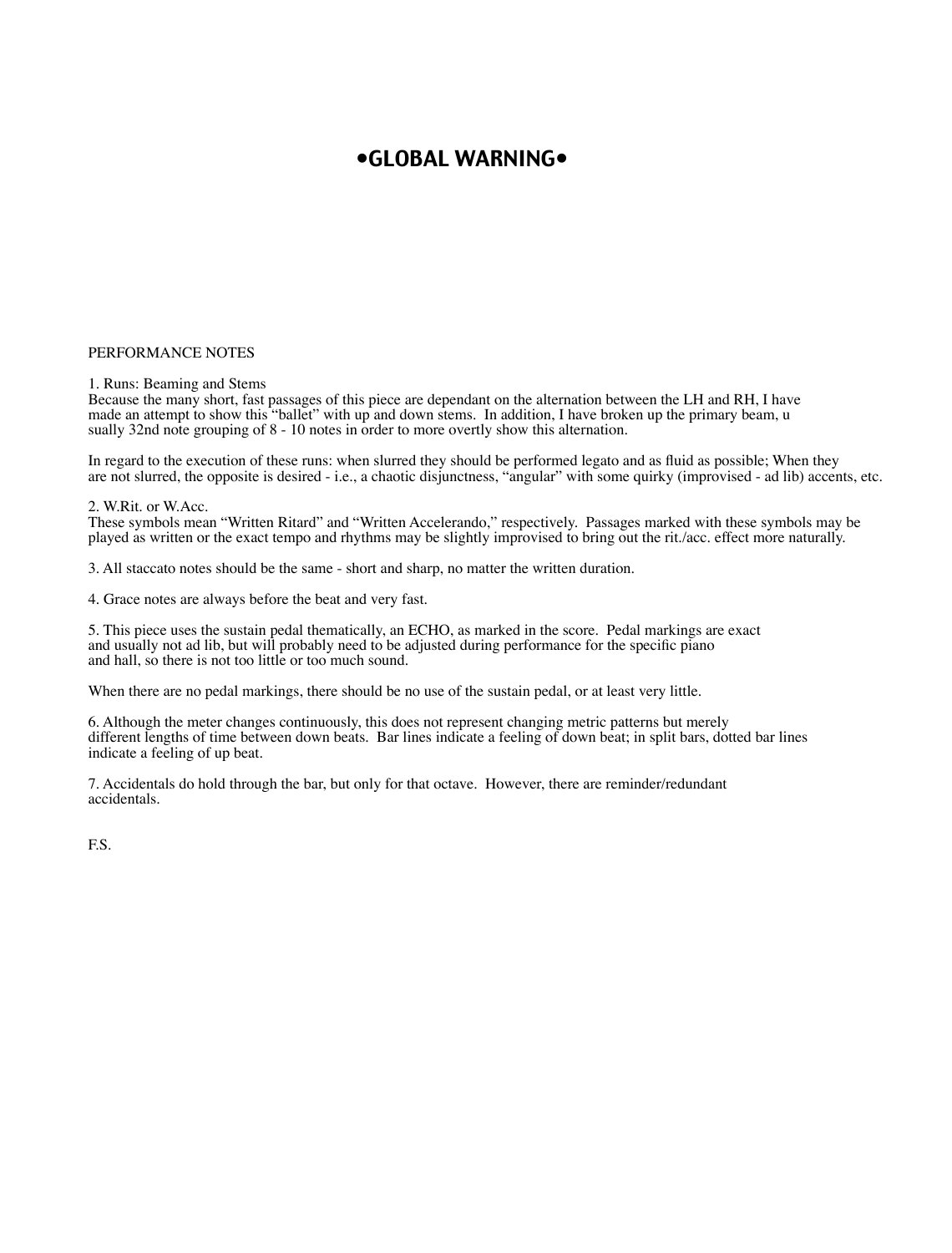# •GLOBAL WARNING•

PERFORMANCE NOTES

1. Runs: Beaming and Stems
Because the many short, fast passages of this piece are dependant on the alternation between the LH and RH, I have made an attempt to show this "ballet" with up and down stems. In addition, I have broken up the primary beam, u sually 32nd note grouping of 8 - 10 notes in order to more overtly show this alternation.

In regard to the execution of these runs: when slurred they should be performed legato and as fluid as possible; When they are not slurred, the opposite is desired - i.e., a chaotic disjunctness, "angular" with some quirky (improvised - ad lib) accents, etc.

2. W.Rit. or W.Acc.
These symbols mean "Written Ritard" and "Written Accelerando," respectively. Passages marked with these symbols may be played as written or the exact tempo and rhythms may be slightly improvised to bring out the rit./acc. effect more naturally.

3. All staccato notes should be the same - short and sharp, no matter the written duration.

4. Grace notes are always before the beat and very fast.

5. This piece uses the sustain pedal thematically, an ECHO, as marked in the score. Pedal markings are exact and usually not ad lib, but will probably need to be adjusted during performance for the specific piano and hall, so there is not too little or too much sound.

When there are no pedal markings, there should be no use of the sustain pedal, or at least very little.

6. Although the meter changes continuously, this does not represent changing metric patterns but merely different lengths of time between down beats. Bar lines indicate a feeling of down beat; in split bars, dotted bar lines indicate a feeling of up beat.

7. Accidentals do hold through the bar, but only for that octave. However, there are reminder/redundant accidentals.

F.S.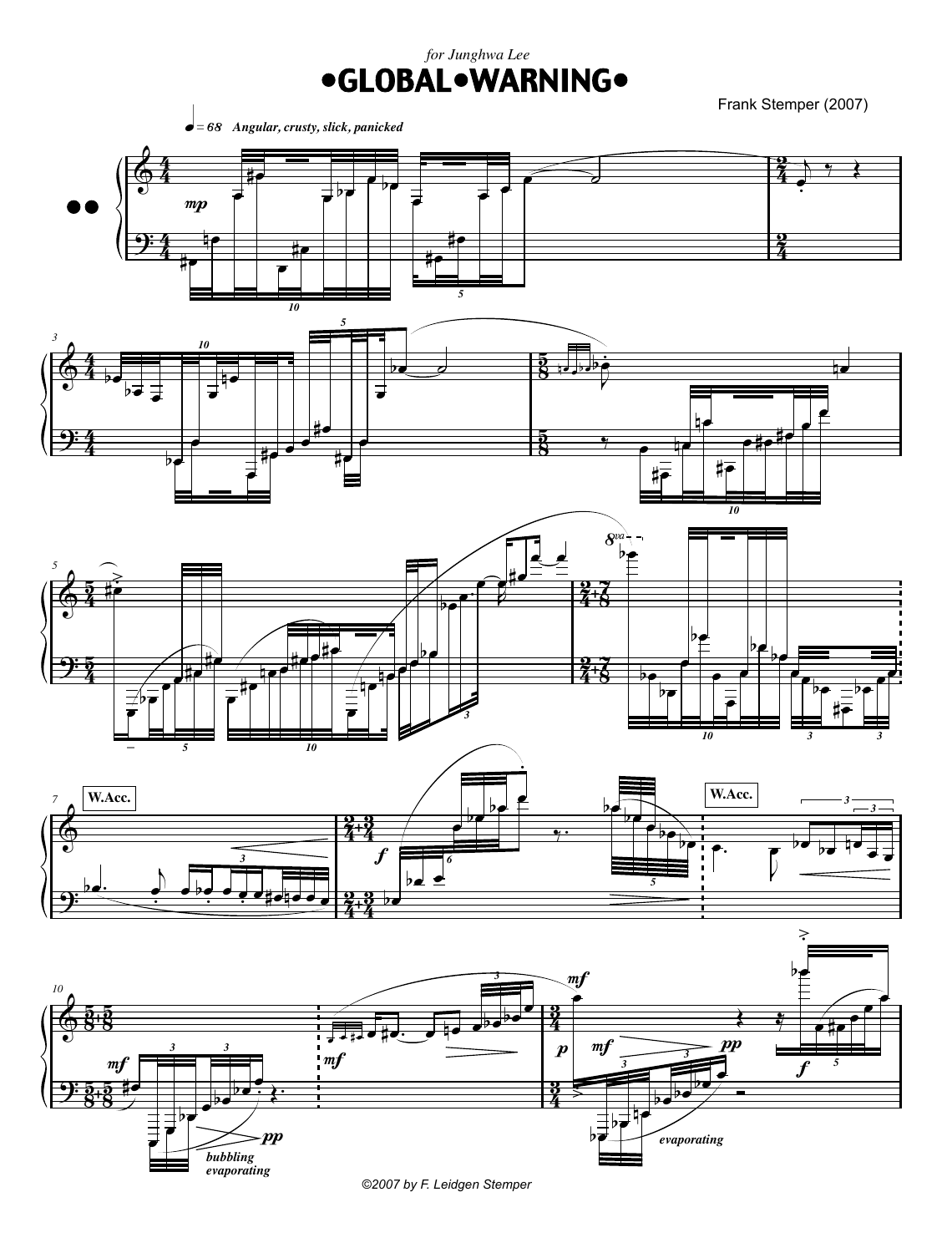*for Junghwa Lee*

# •GLOBAL•WARNING•

Frank Stemper (2007)

♩ = 68 *Angular, crusty, slick, panicked*

©2007 by F. Leidgen Stemper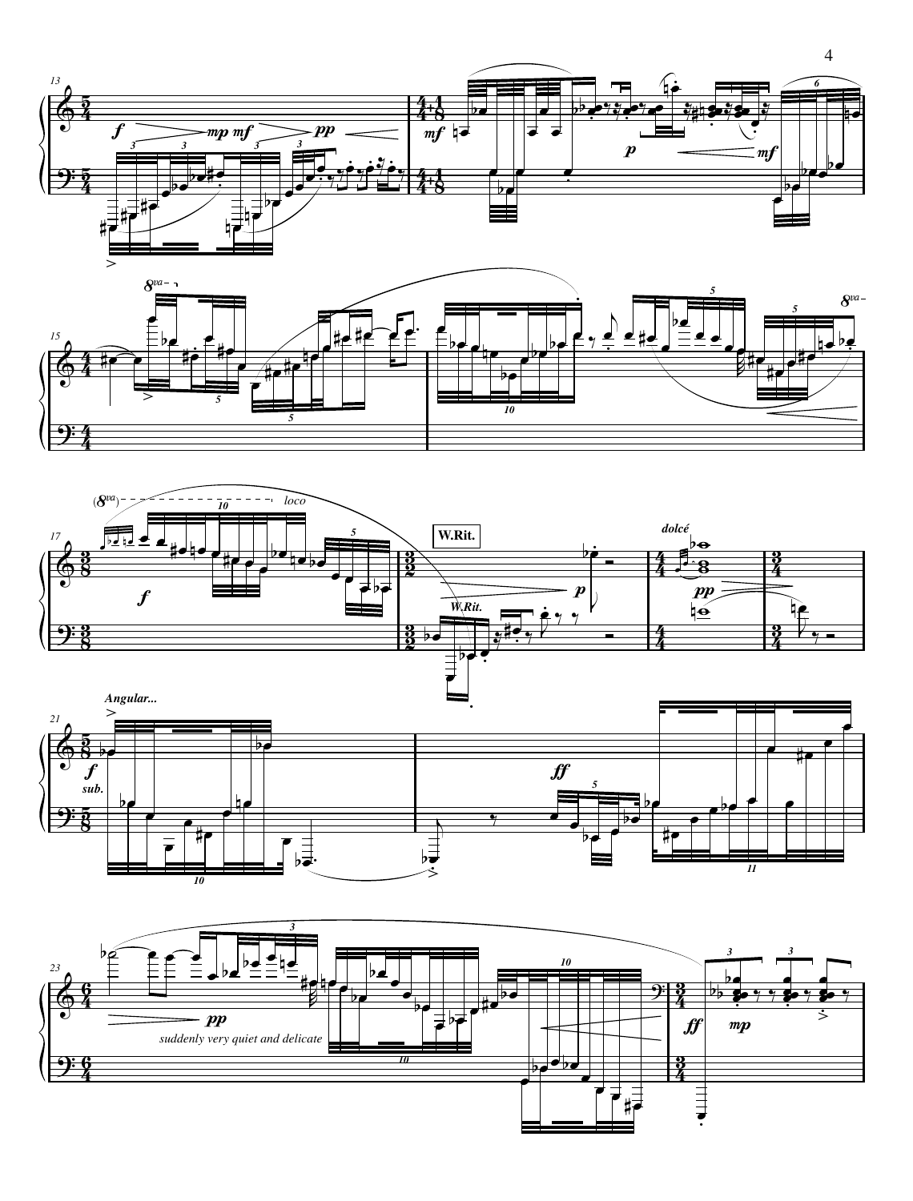W.Rit.

W.Rit.

*dolcé*

*Angular...*

*sub.*

*suddenly very quiet and delicate*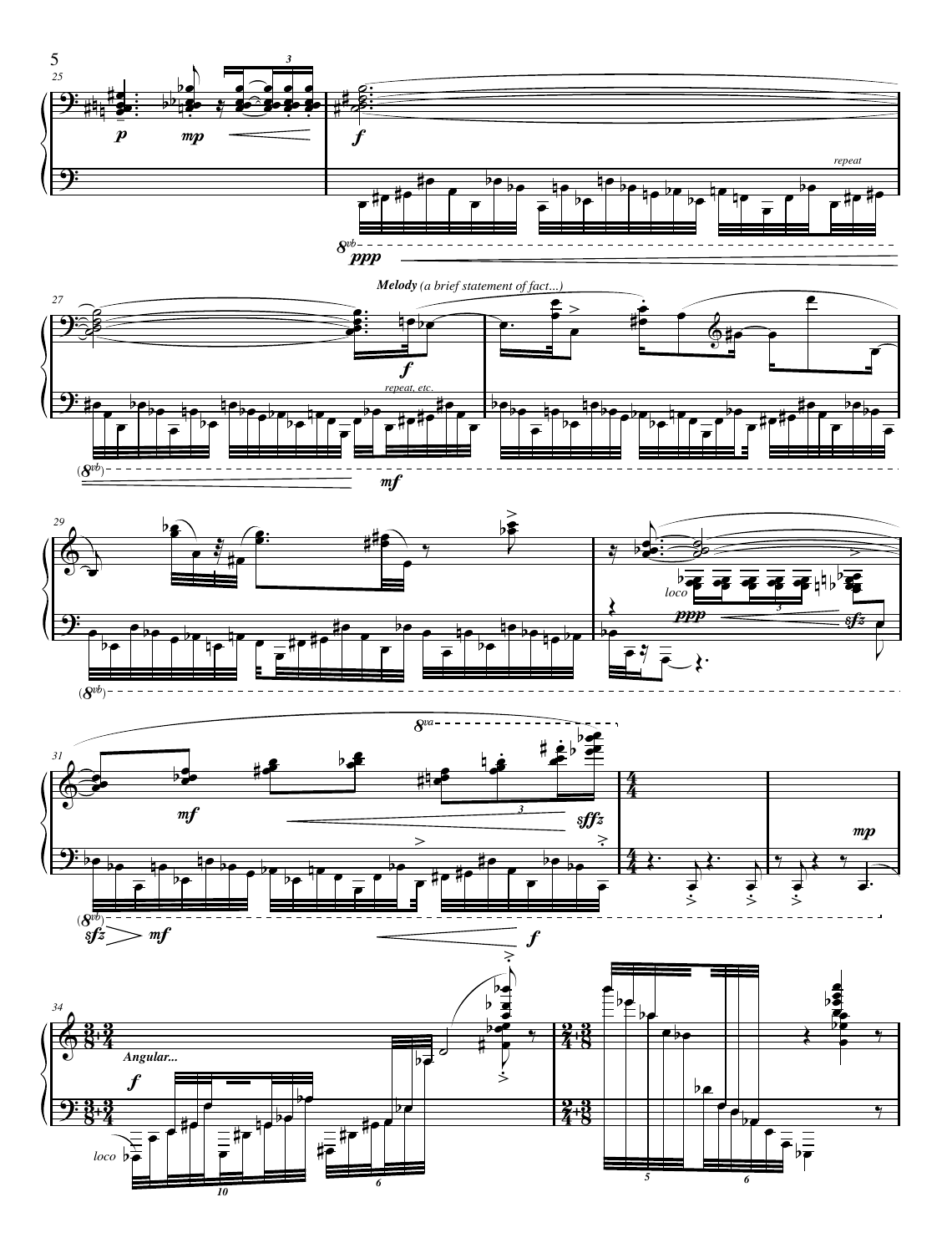*Melody (a brief statement of fact...)*

*Angular...*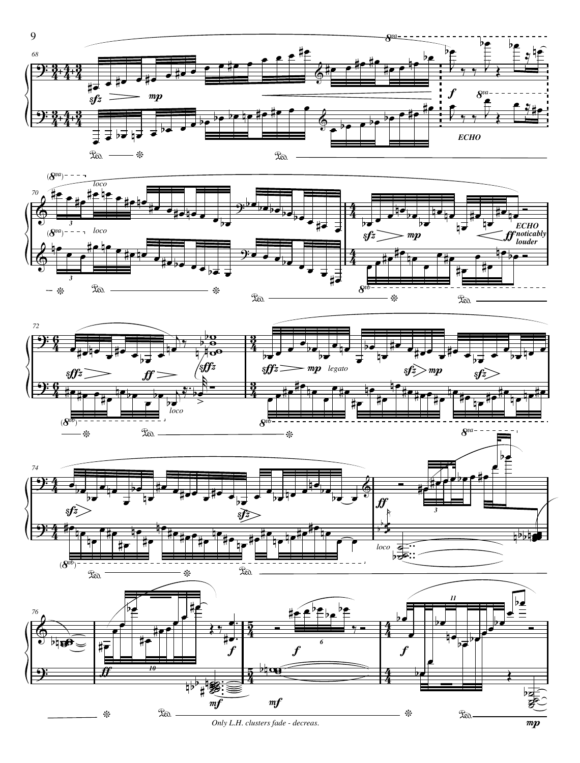*Only L.H. clusters fade - decreas.*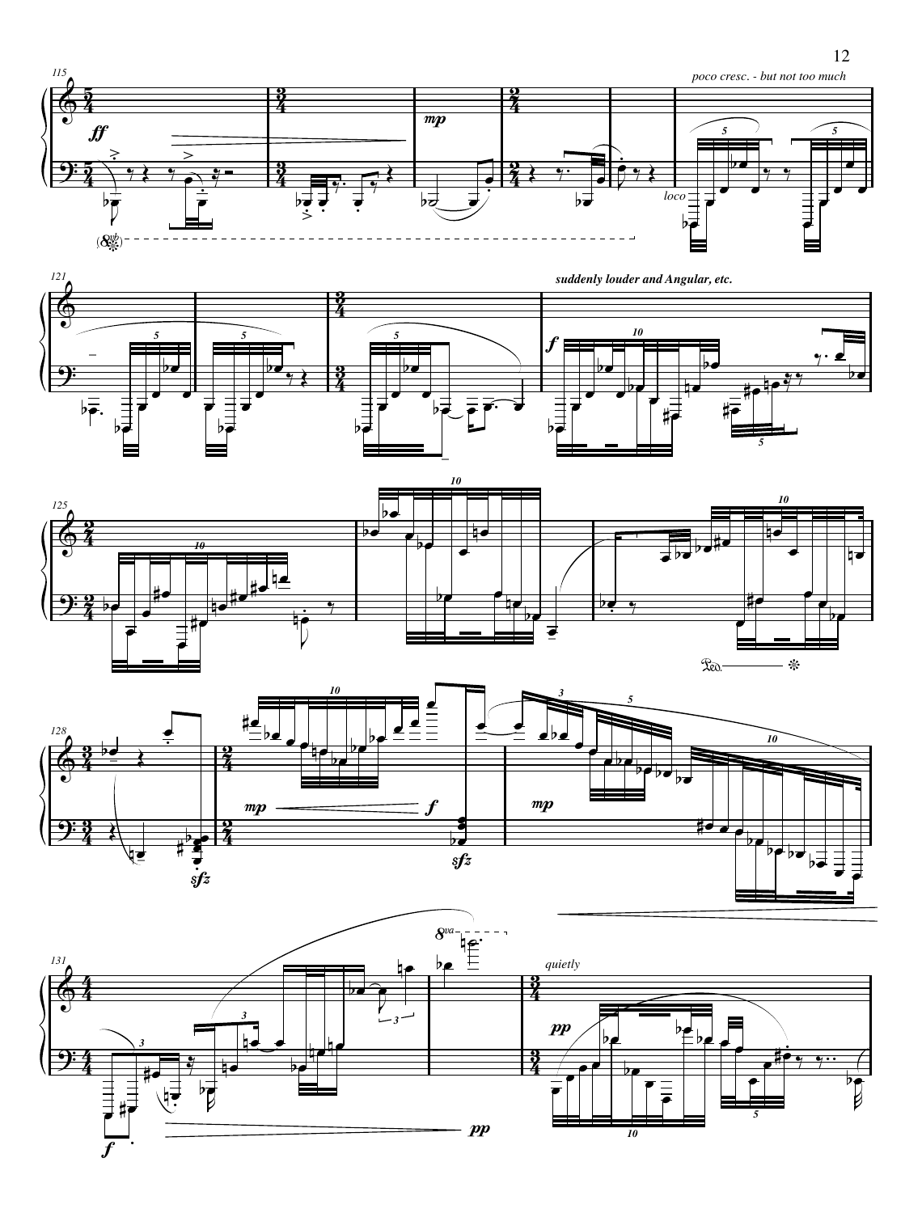*poco cresc. - but not too much*

*loco*

*suddenly louder and Angular, etc.*

*quietly*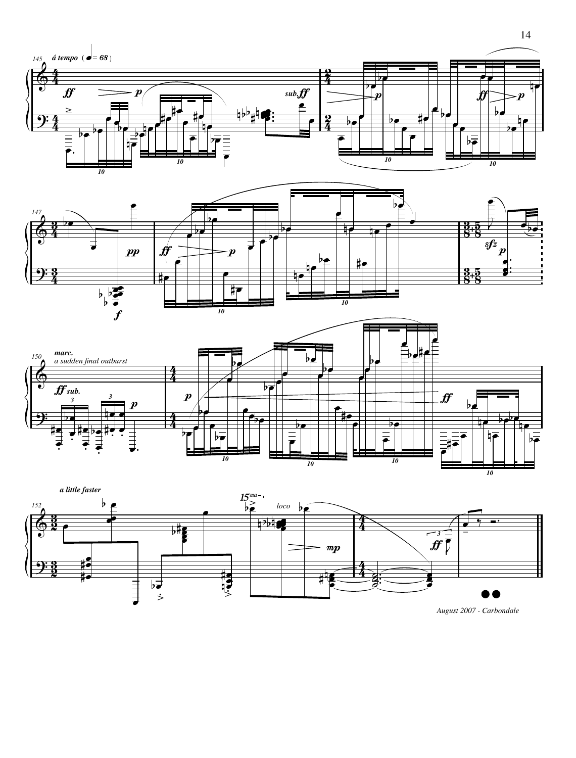*á tempo* (♩ = 68)

*marc.*
*a sudden final outburst*

*a little faster*

*loco*

*August 2007 - Carbondale*